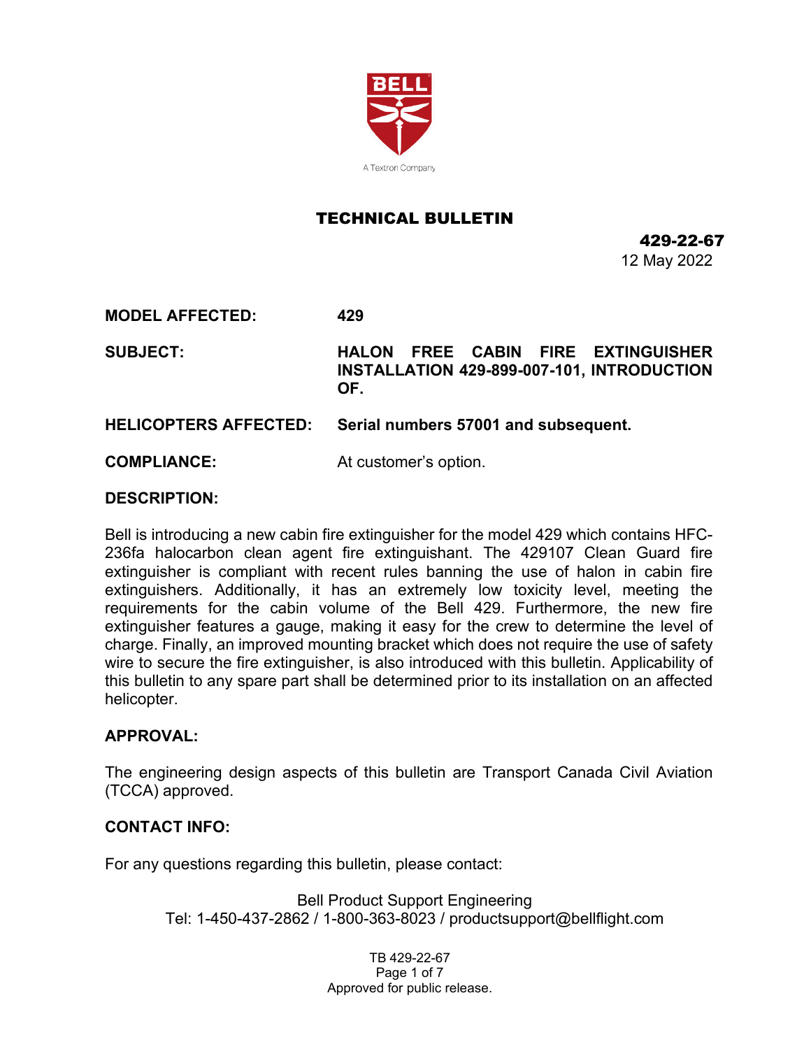BELL

A Textron Company

# TECHNICAL BULLETIN

**429-22-67**
12 May 2022

**MODEL AFFECTED:** **429**

**SUBJECT:** **HALON FREE CABIN FIRE EXTINGUISHER INSTALLATION 429-899-007-101, INTRODUCTION OF.**

**HELICOPTERS AFFECTED:** **Serial numbers 57001 and subsequent.**

**COMPLIANCE:** At customer's option.

## DESCRIPTION:

Bell is introducing a new cabin fire extinguisher for the model 429 which contains HFC-236fa halocarbon clean agent fire extinguishant. The 429107 Clean Guard fire extinguisher is compliant with recent rules banning the use of halon in cabin fire extinguishers. Additionally, it has an extremely low toxicity level, meeting the requirements for the cabin volume of the Bell 429. Furthermore, the new fire extinguisher features a gauge, making it easy for the crew to determine the level of charge. Finally, an improved mounting bracket which does not require the use of safety wire to secure the fire extinguisher, is also introduced with this bulletin. Applicability of this bulletin to any spare part shall be determined prior to its installation on an affected helicopter.

## APPROVAL:

The engineering design aspects of this bulletin are Transport Canada Civil Aviation (TCCA) approved.

## CONTACT INFO:

For any questions regarding this bulletin, please contact:

Bell Product Support Engineering
Tel: 1-450-437-2862 / 1-800-363-8023 / productsupport@bellflight.com

Approved for public release.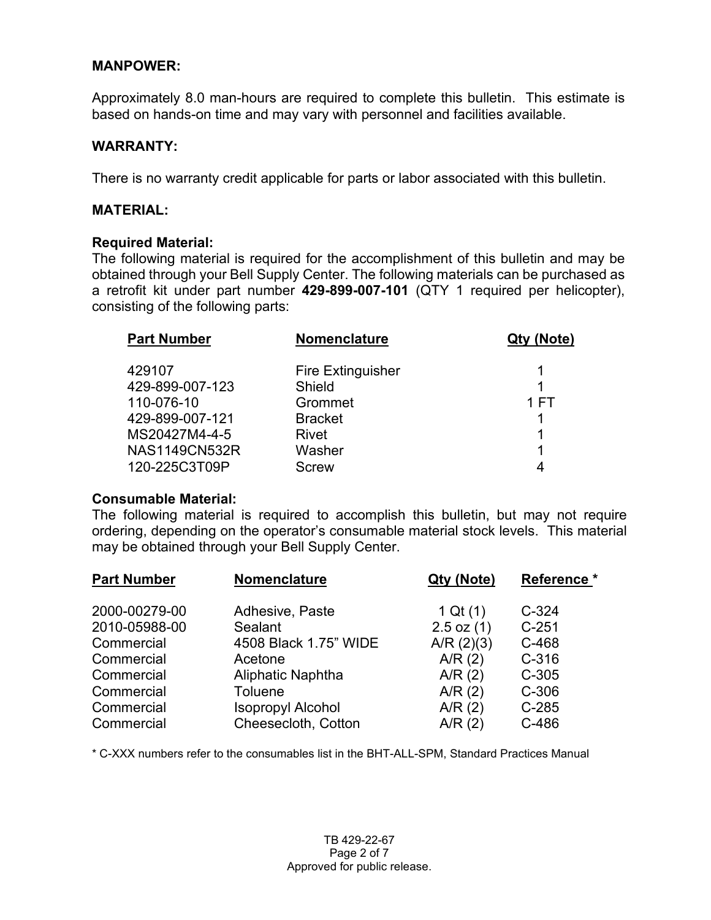## MANPOWER:

Approximately 8.0 man-hours are required to complete this bulletin. This estimate is based on hands-on time and may vary with personnel and facilities available.

## WARRANTY:

There is no warranty credit applicable for parts or labor associated with this bulletin.

## MATERIAL:

### Required Material:

The following material is required for the accomplishment of this bulletin and may be obtained through your Bell Supply Center. The following materials can be purchased as a retrofit kit under part number **429-899-007-101** (QTY 1 required per helicopter), consisting of the following parts:

| Part Number | Nomenclature | Qty (Note) |
|---|---|---|
| 429107 | Fire Extinguisher | 1 |
| 429-899-007-123 | Shield | 1 |
| 110-076-10 | Grommet | 1 FT |
| 429-899-007-121 | Bracket | 1 |
| MS20427M4-4-5 | Rivet | 1 |
| NAS1149CN532R | Washer | 1 |
| 120-225C3T09P | Screw | 4 |

### Consumable Material:

The following material is required to accomplish this bulletin, but may not require ordering, depending on the operator's consumable material stock levels. This material may be obtained through your Bell Supply Center.

| Part Number | Nomenclature | Qty (Note) | Reference * |
|---|---|---|---|
| 2000-00279-00 | Adhesive, Paste | 1 Qt (1) | C-324 |
| 2010-05988-00 | Sealant | 2.5 oz (1) | C-251 |
| Commercial | 4508 Black 1.75" WIDE | A/R (2)(3) | C-468 |
| Commercial | Acetone | A/R (2) | C-316 |
| Commercial | Aliphatic Naphtha | A/R (2) | C-305 |
| Commercial | Toluene | A/R (2) | C-306 |
| Commercial | Isopropyl Alcohol | A/R (2) | C-285 |
| Commercial | Cheesecloth, Cotton | A/R (2) | C-486 |

* C-XXX numbers refer to the consumables list in the BHT-ALL-SPM, Standard Practices Manual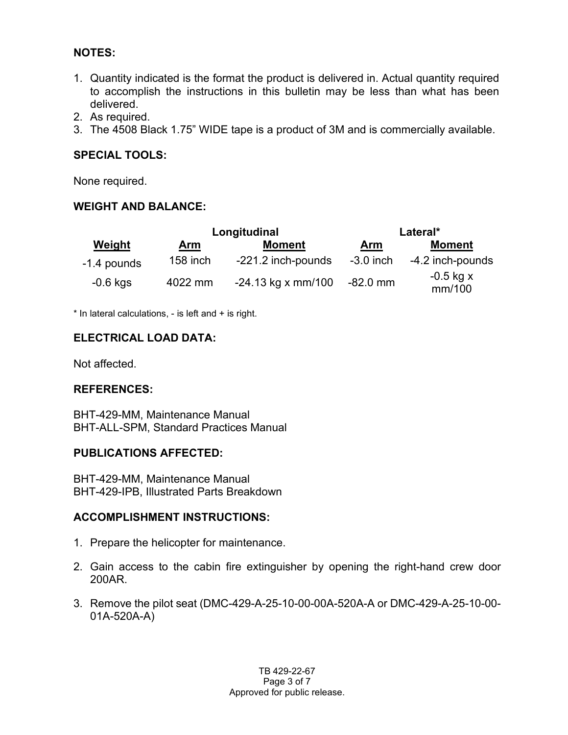**NOTES:**

1. Quantity indicated is the format the product is delivered in. Actual quantity required to accomplish the instructions in this bulletin may be less than what has been delivered.
2. As required.
3. The 4508 Black 1.75" WIDE tape is a product of 3M and is commercially available.

**SPECIAL TOOLS:**

None required.

**WEIGHT AND BALANCE:**

| | Longitudinal | | Lateral* | |
|---|---|---|---|---|
| **Weight** | **Arm** | **Moment** | **Arm** | **Moment** |
| -1.4 pounds | 158 inch | -221.2 inch-pounds | -3.0 inch | -4.2 inch-pounds |
| -0.6 kgs | 4022 mm | -24.13 kg x mm/100 | -82.0 mm | -0.5 kg x mm/100 |

* In lateral calculations, - is left and + is right.

**ELECTRICAL LOAD DATA:**

Not affected.

**REFERENCES:**

BHT-429-MM, Maintenance Manual
BHT-ALL-SPM, Standard Practices Manual

**PUBLICATIONS AFFECTED:**

BHT-429-MM, Maintenance Manual
BHT-429-IPB, Illustrated Parts Breakdown

**ACCOMPLISHMENT INSTRUCTIONS:**

1. Prepare the helicopter for maintenance.

2. Gain access to the cabin fire extinguisher by opening the right-hand crew door 200AR.

3. Remove the pilot seat (DMC-429-A-25-10-00-00A-520A-A or DMC-429-A-25-10-00-01A-520A-A)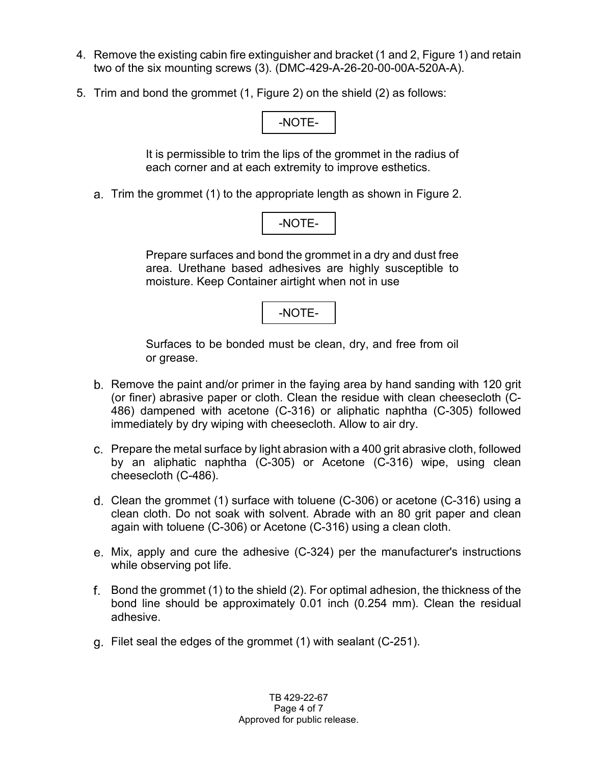4. Remove the existing cabin fire extinguisher and bracket (1 and 2, Figure 1) and retain two of the six mounting screws (3). (DMC-429-A-26-20-00-00A-520A-A).

5. Trim and bond the grommet (1, Figure 2) on the shield (2) as follows:

   -NOTE-

   It is permissible to trim the lips of the grommet in the radius of each corner and at each extremity to improve esthetics.

   a. Trim the grommet (1) to the appropriate length as shown in Figure 2.

   -NOTE-

   Prepare surfaces and bond the grommet in a dry and dust free area. Urethane based adhesives are highly susceptible to moisture. Keep Container airtight when not in use

   -NOTE-

   Surfaces to be bonded must be clean, dry, and free from oil or grease.

   b. Remove the paint and/or primer in the faying area by hand sanding with 120 grit (or finer) abrasive paper or cloth. Clean the residue with clean cheesecloth (C-486) dampened with acetone (C-316) or aliphatic naphtha (C-305) followed immediately by dry wiping with cheesecloth. Allow to air dry.

   c. Prepare the metal surface by light abrasion with a 400 grit abrasive cloth, followed by an aliphatic naphtha (C-305) or Acetone (C-316) wipe, using clean cheesecloth (C-486).

   d. Clean the grommet (1) surface with toluene (C-306) or acetone (C-316) using a clean cloth. Do not soak with solvent. Abrade with an 80 grit paper and clean again with toluene (C-306) or Acetone (C-316) using a clean cloth.

   e. Mix, apply and cure the adhesive (C-324) per the manufacturer's instructions while observing pot life.

   f. Bond the grommet (1) to the shield (2). For optimal adhesion, the thickness of the bond line should be approximately 0.01 inch (0.254 mm). Clean the residual adhesive.

   g. Filet seal the edges of the grommet (1) with sealant (C-251).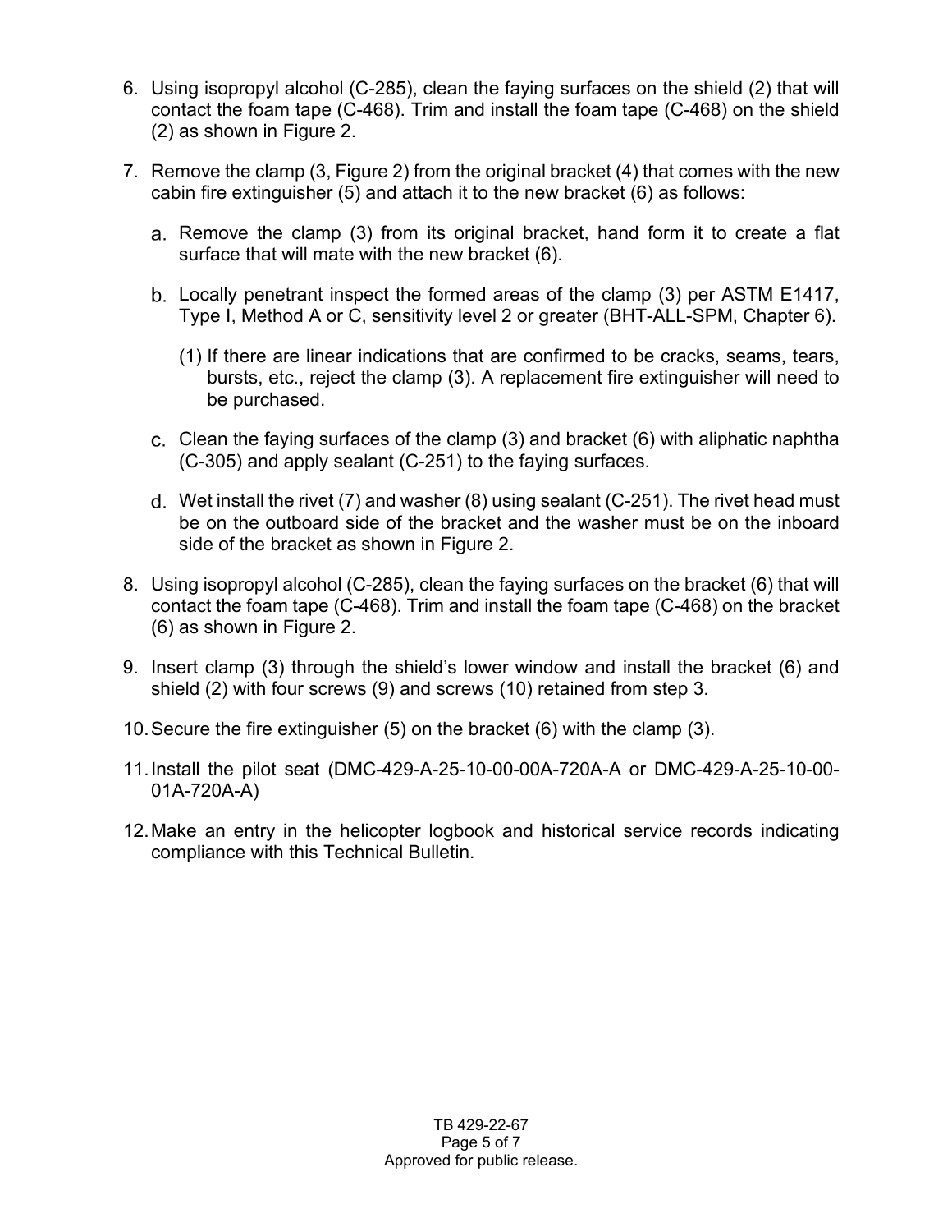6. Using isopropyl alcohol (C-285), clean the faying surfaces on the shield (2) that will contact the foam tape (C-468). Trim and install the foam tape (C-468) on the shield (2) as shown in Figure 2.

7. Remove the clamp (3, Figure 2) from the original bracket (4) that comes with the new cabin fire extinguisher (5) and attach it to the new bracket (6) as follows:

   a. Remove the clamp (3) from its original bracket, hand form it to create a flat surface that will mate with the new bracket (6).

   b. Locally penetrant inspect the formed areas of the clamp (3) per ASTM E1417, Type I, Method A or C, sensitivity level 2 or greater (BHT-ALL-SPM, Chapter 6).

      (1) If there are linear indications that are confirmed to be cracks, seams, tears, bursts, etc., reject the clamp (3). A replacement fire extinguisher will need to be purchased.

   c. Clean the faying surfaces of the clamp (3) and bracket (6) with aliphatic naphtha (C-305) and apply sealant (C-251) to the faying surfaces.

   d. Wet install the rivet (7) and washer (8) using sealant (C-251). The rivet head must be on the outboard side of the bracket and the washer must be on the inboard side of the bracket as shown in Figure 2.

8. Using isopropyl alcohol (C-285), clean the faying surfaces on the bracket (6) that will contact the foam tape (C-468). Trim and install the foam tape (C-468) on the bracket (6) as shown in Figure 2.

9. Insert clamp (3) through the shield's lower window and install the bracket (6) and shield (2) with four screws (9) and screws (10) retained from step 3.

10. Secure the fire extinguisher (5) on the bracket (6) with the clamp (3).

11. Install the pilot seat (DMC-429-A-25-10-00-00A-720A-A or DMC-429-A-25-10-00-01A-720A-A)

12. Make an entry in the helicopter logbook and historical service records indicating compliance with this Technical Bulletin.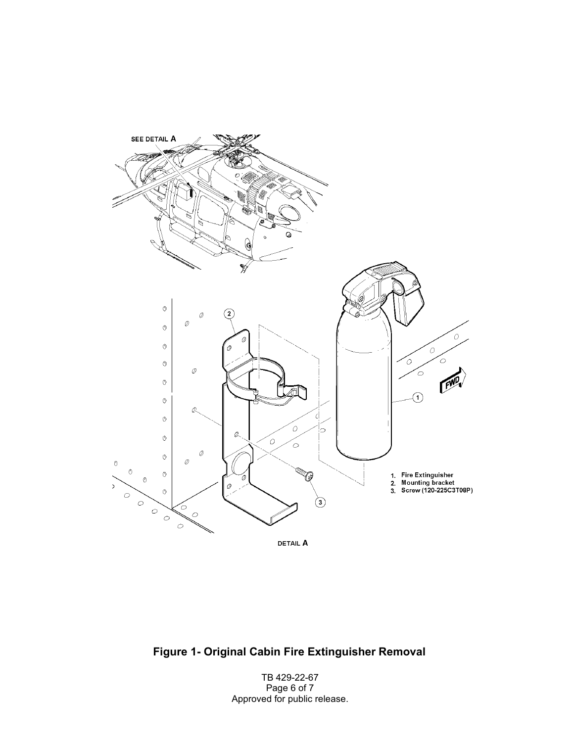SEE DETAIL A

1. Fire Extinguisher
2. Mounting bracket
3. Screw (120-225C3T08P)

DETAIL A

**Figure 1- Original Cabin Fire Extinguisher Removal**

TB 429-22-67

Approved for public release.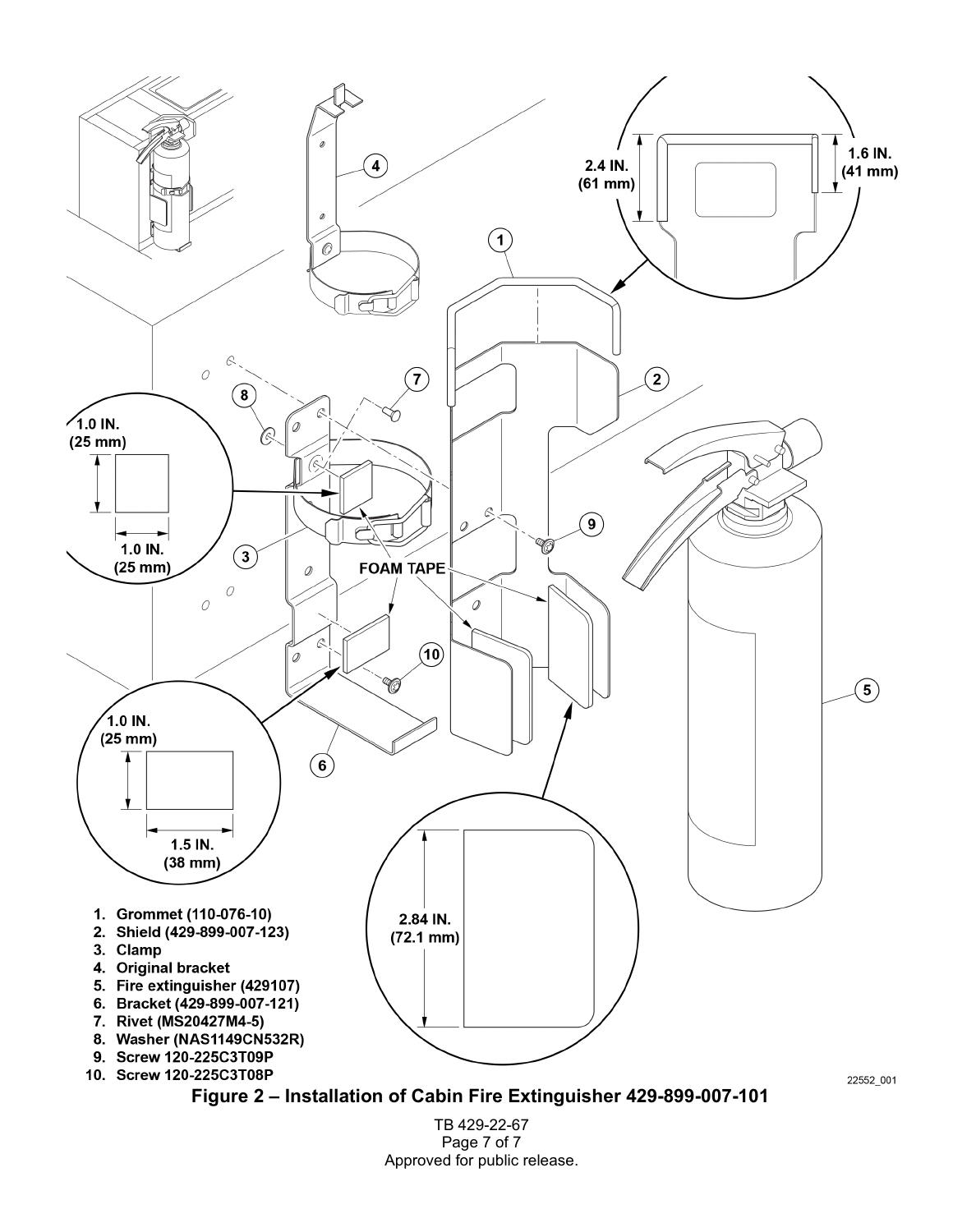2.4 IN.
(61 mm)

1.6 IN.
(41 mm)

1.0 IN.
(25 mm)

1.0 IN.
(25 mm)

FOAM TAPE

1.0 IN.
(25 mm)

1.5 IN.
(38 mm)

2.84 IN.
(72.1 mm)

1. Grommet (110-076-10)
2. Shield (429-899-007-123)
3. Clamp
4. Original bracket
5. Fire extinguisher (429107)
6. Bracket (429-899-007-121)
7. Rivet (MS20427M4-5)
8. Washer (NAS1149CN532R)
9. Screw 120-225C3T09P
10. Screw 120-225C3T08P

22552_001

**Figure 2 – Installation of Cabin Fire Extinguisher 429-899-007-101**

TB 429-22-67

Approved for public release.